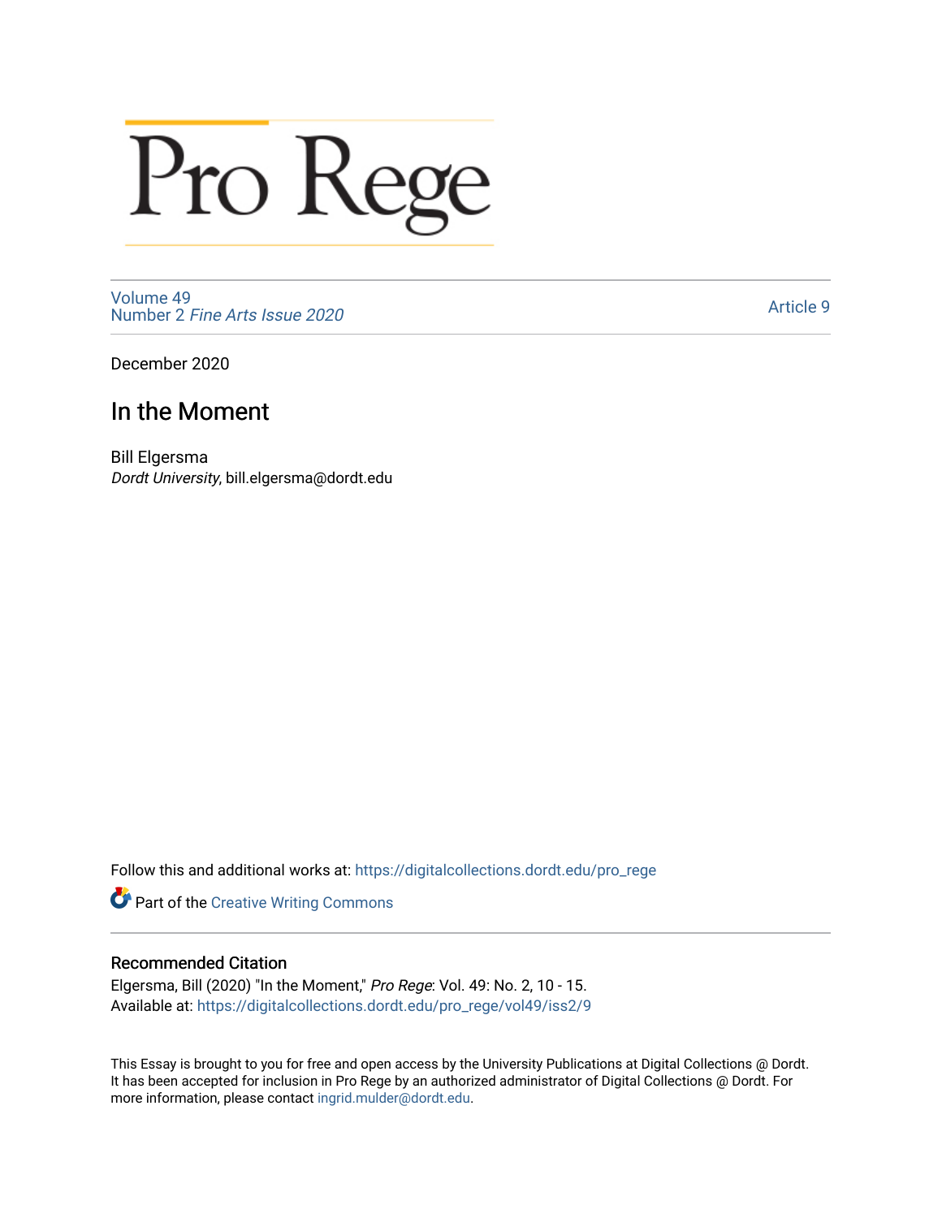# Pro Rege

Volume 49
Number 2 *Fine Arts Issue 2020*

Article 9

December 2020

## In the Moment

Bill Elgersma
*Dordt University*, bill.elgersma@dordt.edu

Follow this and additional works at: https://digitalcollections.dordt.edu/pro_rege

Part of the Creative Writing Commons

### Recommended Citation

Elgersma, Bill (2020) "In the Moment," *Pro Rege*: Vol. 49: No. 2, 10 - 15.
Available at: https://digitalcollections.dordt.edu/pro_rege/vol49/iss2/9

This Essay is brought to you for free and open access by the University Publications at Digital Collections @ Dordt. It has been accepted for inclusion in Pro Rege by an authorized administrator of Digital Collections @ Dordt. For more information, please contact ingrid.mulder@dordt.edu.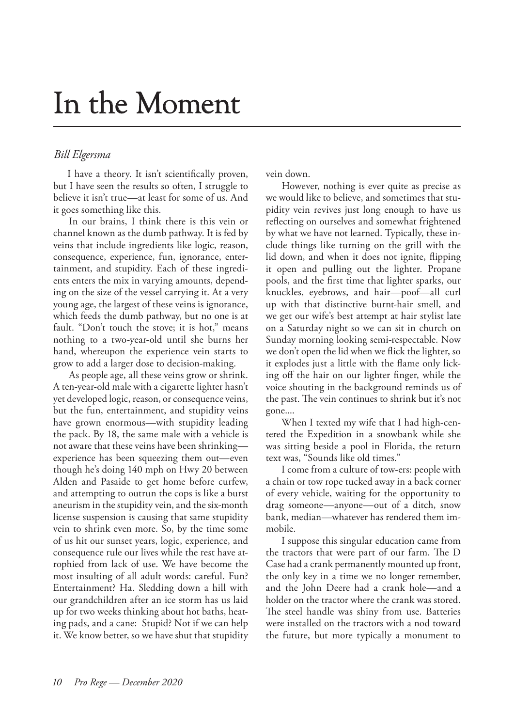# In the Moment

*Bill Elgersma*

I have a theory. It isn't scientifically proven, but I have seen the results so often, I struggle to believe it isn't true—at least for some of us. And it goes something like this.

In our brains, I think there is this vein or channel known as the dumb pathway. It is fed by veins that include ingredients like logic, reason, consequence, experience, fun, ignorance, entertainment, and stupidity. Each of these ingredients enters the mix in varying amounts, depending on the size of the vessel carrying it. At a very young age, the largest of these veins is ignorance, which feeds the dumb pathway, but no one is at fault. "Don't touch the stove; it is hot," means nothing to a two-year-old until she burns her hand, whereupon the experience vein starts to grow to add a larger dose to decision-making.

As people age, all these veins grow or shrink. A ten-year-old male with a cigarette lighter hasn't yet developed logic, reason, or consequence veins, but the fun, entertainment, and stupidity veins have grown enormous—with stupidity leading the pack. By 18, the same male with a vehicle is not aware that these veins have been shrinking—experience has been squeezing them out—even though he's doing 140 mph on Hwy 20 between Alden and Pasaide to get home before curfew, and attempting to outrun the cops is like a burst aneurism in the stupidity vein, and the six-month license suspension is causing that same stupidity vein to shrink even more. So, by the time some of us hit our sunset years, logic, experience, and consequence rule our lives while the rest have atrophied from lack of use. We have become the most insulting of all adult words: careful. Fun? Entertainment? Ha. Sledding down a hill with our grandchildren after an ice storm has us laid up for two weeks thinking about hot baths, heating pads, and a cane: Stupid? Not if we can help it. We know better, so we have shut that stupidity vein down.

However, nothing is ever quite as precise as we would like to believe, and sometimes that stupidity vein revives just long enough to have us reflecting on ourselves and somewhat frightened by what we have not learned. Typically, these include things like turning on the grill with the lid down, and when it does not ignite, flipping it open and pulling out the lighter. Propane pools, and the first time that lighter sparks, our knuckles, eyebrows, and hair—poof—all curl up with that distinctive burnt-hair smell, and we get our wife's best attempt at hair stylist late on a Saturday night so we can sit in church on Sunday morning looking semi-respectable. Now we don't open the lid when we flick the lighter, so it explodes just a little with the flame only licking off the hair on our lighter finger, while the voice shouting in the background reminds us of the past. The vein continues to shrink but it's not gone....

When I texted my wife that I had high-centered the Expedition in a snowbank while she was sitting beside a pool in Florida, the return text was, "Sounds like old times."

I come from a culture of tow-ers: people with a chain or tow rope tucked away in a back corner of every vehicle, waiting for the opportunity to drag someone—anyone—out of a ditch, snow bank, median—whatever has rendered them immobile.

I suppose this singular education came from the tractors that were part of our farm. The D Case had a crank permanently mounted up front, the only key in a time we no longer remember, and the John Deere had a crank hole—and a holder on the tractor where the crank was stored. The steel handle was shiny from use. Batteries were installed on the tractors with a nod toward the future, but more typically a monument to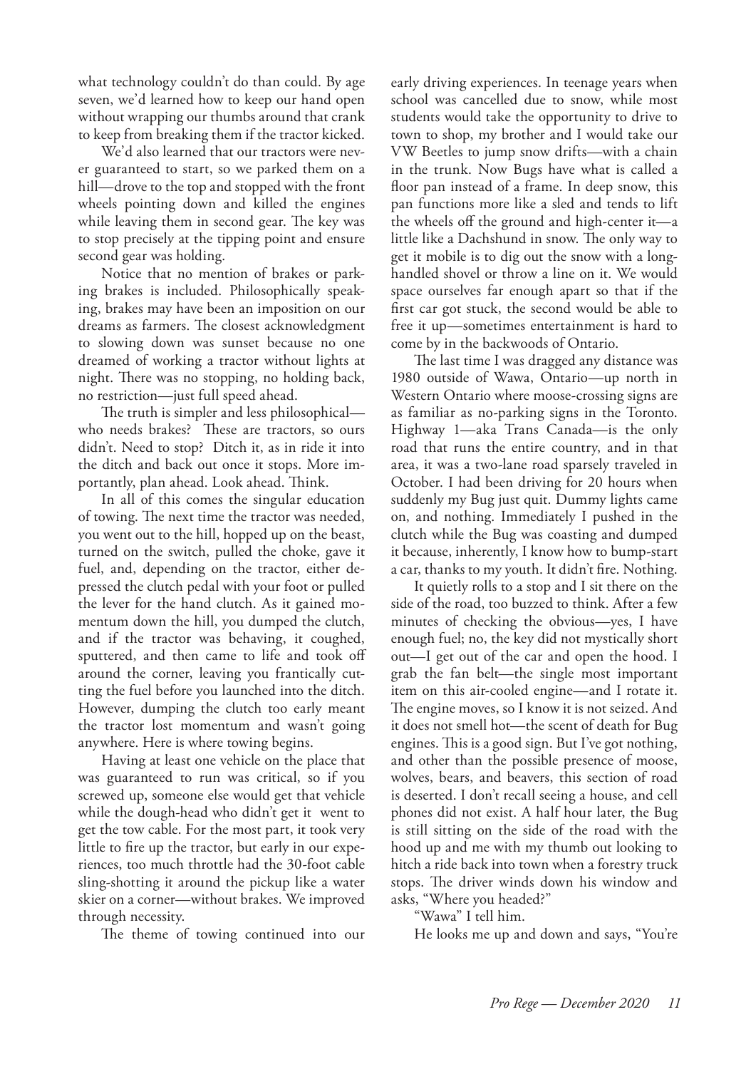what technology couldn't do than could. By age seven, we'd learned how to keep our hand open without wrapping our thumbs around that crank to keep from breaking them if the tractor kicked.

We'd also learned that our tractors were never guaranteed to start, so we parked them on a hill—drove to the top and stopped with the front wheels pointing down and killed the engines while leaving them in second gear. The key was to stop precisely at the tipping point and ensure second gear was holding.

Notice that no mention of brakes or parking brakes is included. Philosophically speaking, brakes may have been an imposition on our dreams as farmers. The closest acknowledgment to slowing down was sunset because no one dreamed of working a tractor without lights at night. There was no stopping, no holding back, no restriction—just full speed ahead.

The truth is simpler and less philosophical—who needs brakes? These are tractors, so ours didn't. Need to stop? Ditch it, as in ride it into the ditch and back out once it stops. More importantly, plan ahead. Look ahead. Think.

In all of this comes the singular education of towing. The next time the tractor was needed, you went out to the hill, hopped up on the beast, turned on the switch, pulled the choke, gave it fuel, and, depending on the tractor, either depressed the clutch pedal with your foot or pulled the lever for the hand clutch. As it gained momentum down the hill, you dumped the clutch, and if the tractor was behaving, it coughed, sputtered, and then came to life and took off around the corner, leaving you frantically cutting the fuel before you launched into the ditch. However, dumping the clutch too early meant the tractor lost momentum and wasn't going anywhere. Here is where towing begins.

Having at least one vehicle on the place that was guaranteed to run was critical, so if you screwed up, someone else would get that vehicle while the dough-head who didn't get it went to get the tow cable. For the most part, it took very little to fire up the tractor, but early in our experiences, too much throttle had the 30-foot cable sling-shotting it around the pickup like a water skier on a corner—without brakes. We improved through necessity.

The theme of towing continued into our early driving experiences. In teenage years when school was cancelled due to snow, while most students would take the opportunity to drive to town to shop, my brother and I would take our VW Beetles to jump snow drifts—with a chain in the trunk. Now Bugs have what is called a floor pan instead of a frame. In deep snow, this pan functions more like a sled and tends to lift the wheels off the ground and high-center it—a little like a Dachshund in snow. The only way to get it mobile is to dig out the snow with a long-handled shovel or throw a line on it. We would space ourselves far enough apart so that if the first car got stuck, the second would be able to free it up—sometimes entertainment is hard to come by in the backwoods of Ontario.

The last time I was dragged any distance was 1980 outside of Wawa, Ontario—up north in Western Ontario where moose-crossing signs are as familiar as no-parking signs in the Toronto. Highway 1—aka Trans Canada—is the only road that runs the entire country, and in that area, it was a two-lane road sparsely traveled in October. I had been driving for 20 hours when suddenly my Bug just quit. Dummy lights came on, and nothing. Immediately I pushed in the clutch while the Bug was coasting and dumped it because, inherently, I know how to bump-start a car, thanks to my youth. It didn't fire. Nothing.

It quietly rolls to a stop and I sit there on the side of the road, too buzzed to think. After a few minutes of checking the obvious—yes, I have enough fuel; no, the key did not mystically short out—I get out of the car and open the hood. I grab the fan belt—the single most important item on this air-cooled engine—and I rotate it. The engine moves, so I know it is not seized. And it does not smell hot—the scent of death for Bug engines. This is a good sign. But I've got nothing, and other than the possible presence of moose, wolves, bears, and beavers, this section of road is deserted. I don't recall seeing a house, and cell phones did not exist. A half hour later, the Bug is still sitting on the side of the road with the hood up and me with my thumb out looking to hitch a ride back into town when a forestry truck stops. The driver winds down his window and asks, "Where you headed?"

"Wawa" I tell him.

He looks me up and down and says, "You're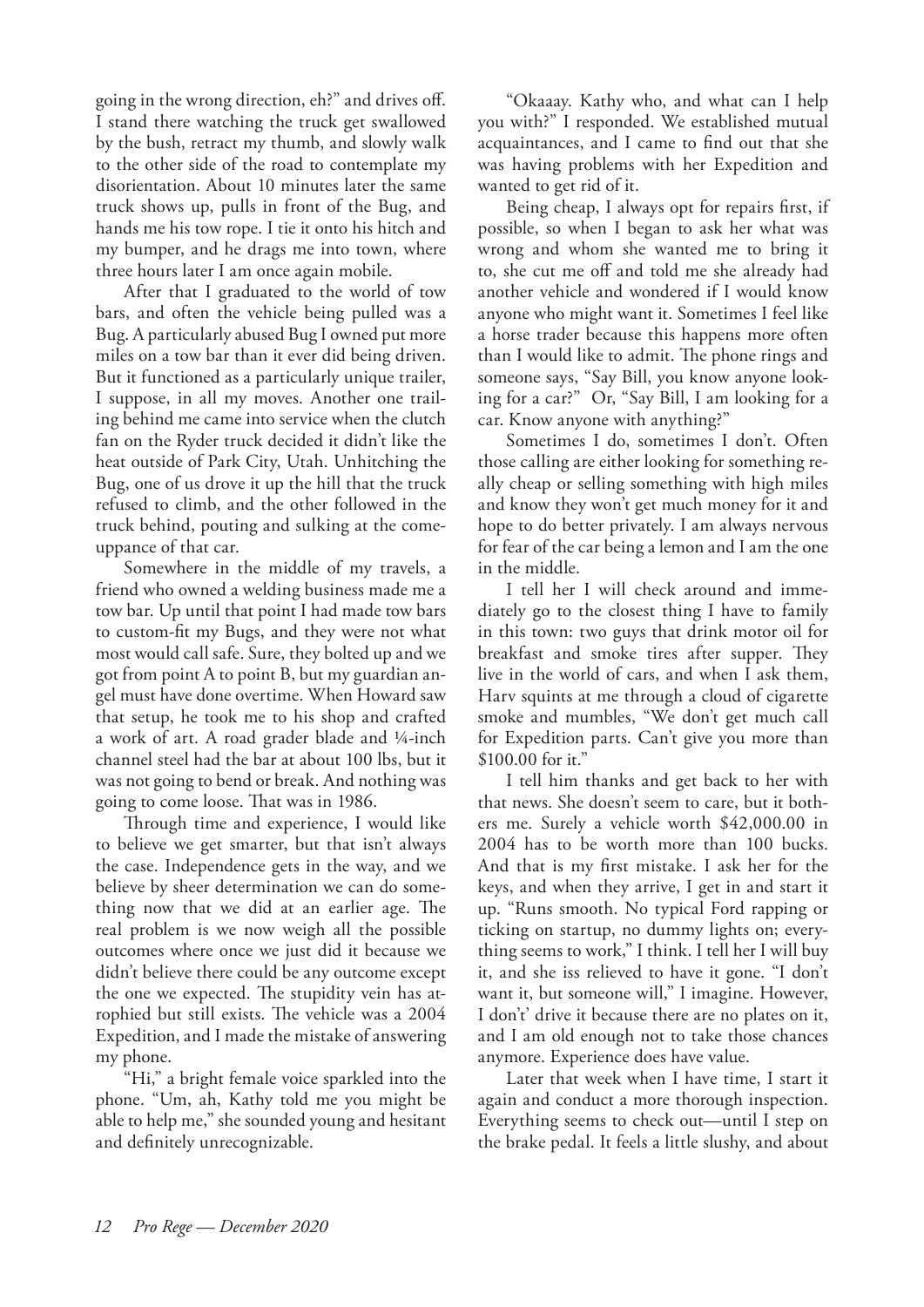going in the wrong direction, eh?" and drives off. I stand there watching the truck get swallowed by the bush, retract my thumb, and slowly walk to the other side of the road to contemplate my disorientation. About 10 minutes later the same truck shows up, pulls in front of the Bug, and hands me his tow rope. I tie it onto his hitch and my bumper, and he drags me into town, where three hours later I am once again mobile.

After that I graduated to the world of tow bars, and often the vehicle being pulled was a Bug. A particularly abused Bug I owned put more miles on a tow bar than it ever did being driven. But it functioned as a particularly unique trailer, I suppose, in all my moves. Another one trailing behind me came into service when the clutch fan on the Ryder truck decided it didn't like the heat outside of Park City, Utah. Unhitching the Bug, one of us drove it up the hill that the truck refused to climb, and the other followed in the truck behind, pouting and sulking at the comeuppance of that car.

Somewhere in the middle of my travels, a friend who owned a welding business made me a tow bar. Up until that point I had made tow bars to custom-fit my Bugs, and they were not what most would call safe. Sure, they bolted up and we got from point A to point B, but my guardian angel must have done overtime. When Howard saw that setup, he took me to his shop and crafted a work of art. A road grader blade and ¼-inch channel steel had the bar at about 100 lbs, but it was not going to bend or break. And nothing was going to come loose. That was in 1986.

Through time and experience, I would like to believe we get smarter, but that isn't always the case. Independence gets in the way, and we believe by sheer determination we can do something now that we did at an earlier age. The real problem is we now weigh all the possible outcomes where once we just did it because we didn't believe there could be any outcome except the one we expected. The stupidity vein has atrophied but still exists. The vehicle was a 2004 Expedition, and I made the mistake of answering my phone.

"Hi," a bright female voice sparkled into the phone. "Um, ah, Kathy told me you might be able to help me," she sounded young and hesitant and definitely unrecognizable.

"Okaaay. Kathy who, and what can I help you with?" I responded. We established mutual acquaintances, and I came to find out that she was having problems with her Expedition and wanted to get rid of it.

Being cheap, I always opt for repairs first, if possible, so when I began to ask her what was wrong and whom she wanted me to bring it to, she cut me off and told me she already had another vehicle and wondered if I would know anyone who might want it. Sometimes I feel like a horse trader because this happens more often than I would like to admit. The phone rings and someone says, "Say Bill, you know anyone looking for a car?" Or, "Say Bill, I am looking for a car. Know anyone with anything?"

Sometimes I do, sometimes I don't. Often those calling are either looking for something really cheap or selling something with high miles and know they won't get much money for it and hope to do better privately. I am always nervous for fear of the car being a lemon and I am the one in the middle.

I tell her I will check around and immediately go to the closest thing I have to family in this town: two guys that drink motor oil for breakfast and smoke tires after supper. They live in the world of cars, and when I ask them, Harv squints at me through a cloud of cigarette smoke and mumbles, "We don't get much call for Expedition parts. Can't give you more than $100.00 for it."

I tell him thanks and get back to her with that news. She doesn't seem to care, but it bothers me. Surely a vehicle worth $42,000.00 in 2004 has to be worth more than 100 bucks. And that is my first mistake. I ask her for the keys, and when they arrive, I get in and start it up. "Runs smooth. No typical Ford rapping or ticking on startup, no dummy lights on; everything seems to work," I think. I tell her I will buy it, and she iss relieved to have it gone. "I don't want it, but someone will," I imagine. However, I don't' drive it because there are no plates on it, and I am old enough not to take those chances anymore. Experience does have value.

Later that week when I have time, I start it again and conduct a more thorough inspection. Everything seems to check out—until I step on the brake pedal. It feels a little slushy, and about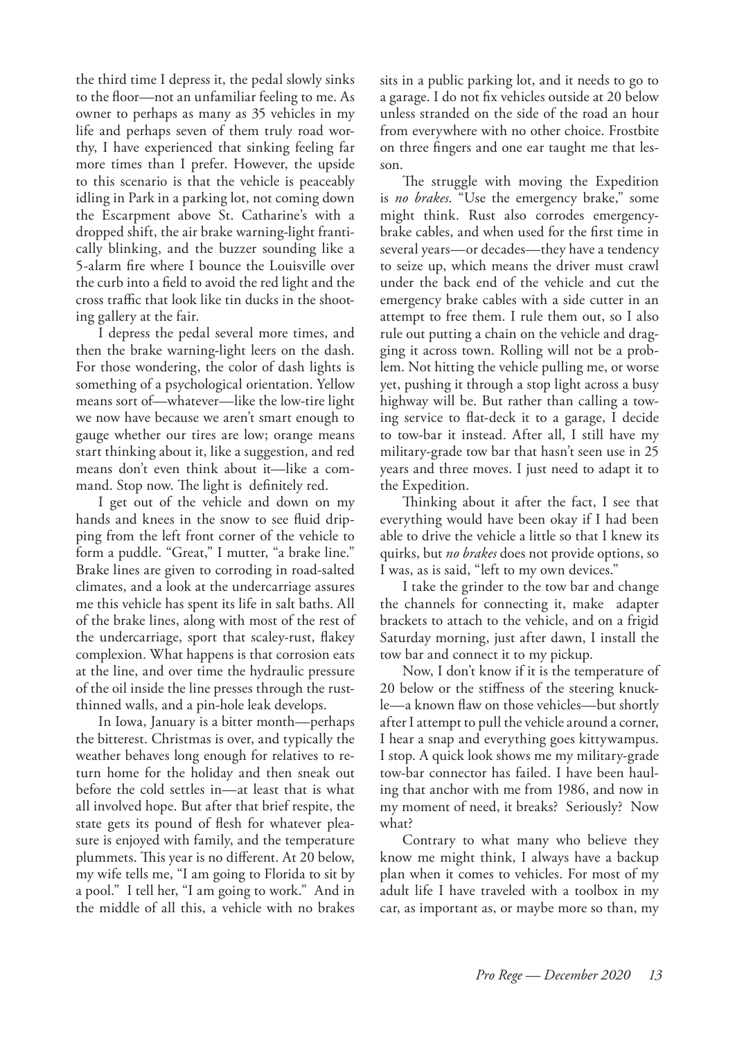the third time I depress it, the pedal slowly sinks to the floor—not an unfamiliar feeling to me. As owner to perhaps as many as 35 vehicles in my life and perhaps seven of them truly road worthy, I have experienced that sinking feeling far more times than I prefer. However, the upside to this scenario is that the vehicle is peaceably idling in Park in a parking lot, not coming down the Escarpment above St. Catharine's with a dropped shift, the air brake warning-light frantically blinking, and the buzzer sounding like a 5-alarm fire where I bounce the Louisville over the curb into a field to avoid the red light and the cross traffic that look like tin ducks in the shooting gallery at the fair.

I depress the pedal several more times, and then the brake warning-light leers on the dash. For those wondering, the color of dash lights is something of a psychological orientation. Yellow means sort of—whatever—like the low-tire light we now have because we aren't smart enough to gauge whether our tires are low; orange means start thinking about it, like a suggestion, and red means don't even think about it—like a command. Stop now. The light is definitely red.

I get out of the vehicle and down on my hands and knees in the snow to see fluid dripping from the left front corner of the vehicle to form a puddle. "Great," I mutter, "a brake line." Brake lines are given to corroding in road-salted climates, and a look at the undercarriage assures me this vehicle has spent its life in salt baths. All of the brake lines, along with most of the rest of the undercarriage, sport that scaley-rust, flakey complexion. What happens is that corrosion eats at the line, and over time the hydraulic pressure of the oil inside the line presses through the rust-thinned walls, and a pin-hole leak develops.

In Iowa, January is a bitter month—perhaps the bitterest. Christmas is over, and typically the weather behaves long enough for relatives to return home for the holiday and then sneak out before the cold settles in—at least that is what all involved hope. But after that brief respite, the state gets its pound of flesh for whatever pleasure is enjoyed with family, and the temperature plummets. This year is no different. At 20 below, my wife tells me, "I am going to Florida to sit by a pool." I tell her, "I am going to work." And in the middle of all this, a vehicle with no brakes sits in a public parking lot, and it needs to go to a garage. I do not fix vehicles outside at 20 below unless stranded on the side of the road an hour from everywhere with no other choice. Frostbite on three fingers and one ear taught me that lesson.

The struggle with moving the Expedition is *no brakes*. "Use the emergency brake," some might think. Rust also corrodes emergency-brake cables, and when used for the first time in several years—or decades—they have a tendency to seize up, which means the driver must crawl under the back end of the vehicle and cut the emergency brake cables with a side cutter in an attempt to free them. I rule them out, so I also rule out putting a chain on the vehicle and dragging it across town. Rolling will not be a problem. Not hitting the vehicle pulling me, or worse yet, pushing it through a stop light across a busy highway will be. But rather than calling a towing service to flat-deck it to a garage, I decide to tow-bar it instead. After all, I still have my military-grade tow bar that hasn't seen use in 25 years and three moves. I just need to adapt it to the Expedition.

Thinking about it after the fact, I see that everything would have been okay if I had been able to drive the vehicle a little so that I knew its quirks, but *no brakes* does not provide options, so I was, as is said, "left to my own devices."

I take the grinder to the tow bar and change the channels for connecting it, make adapter brackets to attach to the vehicle, and on a frigid Saturday morning, just after dawn, I install the tow bar and connect it to my pickup.

Now, I don't know if it is the temperature of 20 below or the stiffness of the steering knuckle—a known flaw on those vehicles—but shortly after I attempt to pull the vehicle around a corner, I hear a snap and everything goes kittywampus. I stop. A quick look shows me my military-grade tow-bar connector has failed. I have been hauling that anchor with me from 1986, and now in my moment of need, it breaks? Seriously? Now what?

Contrary to what many who believe they know me might think, I always have a backup plan when it comes to vehicles. For most of my adult life I have traveled with a toolbox in my car, as important as, or maybe more so than, my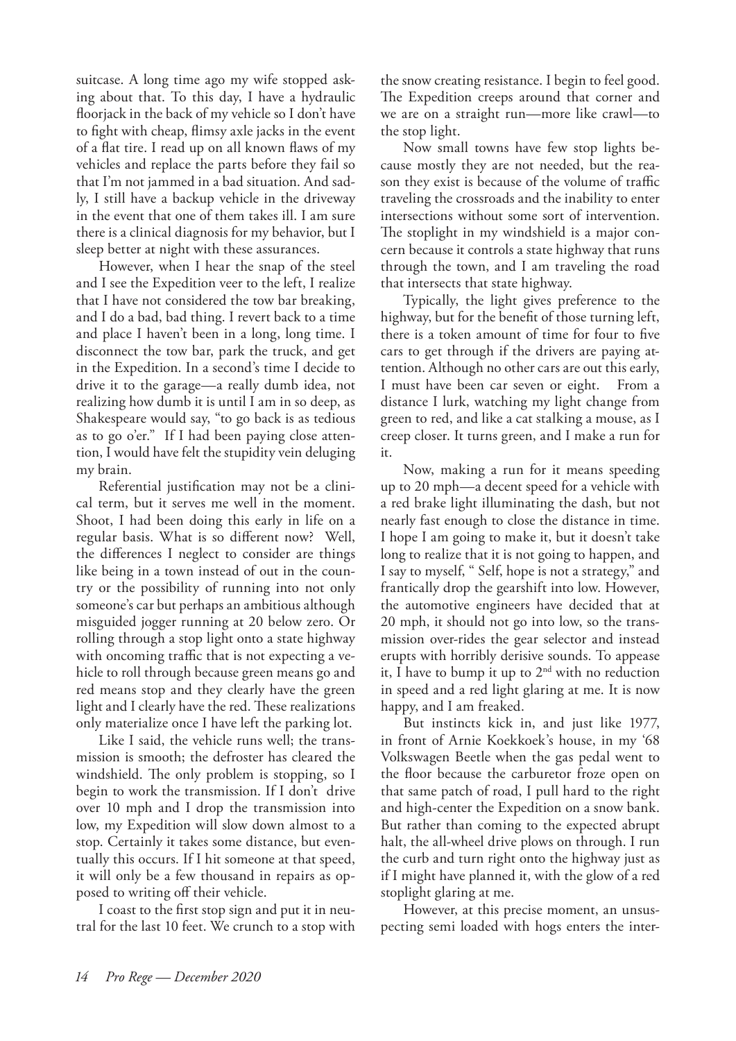suitcase. A long time ago my wife stopped asking about that. To this day, I have a hydraulic floorjack in the back of my vehicle so I don't have to fight with cheap, flimsy axle jacks in the event of a flat tire. I read up on all known flaws of my vehicles and replace the parts before they fail so that I'm not jammed in a bad situation. And sadly, I still have a backup vehicle in the driveway in the event that one of them takes ill. I am sure there is a clinical diagnosis for my behavior, but I sleep better at night with these assurances.

However, when I hear the snap of the steel and I see the Expedition veer to the left, I realize that I have not considered the tow bar breaking, and I do a bad, bad thing. I revert back to a time and place I haven't been in a long, long time. I disconnect the tow bar, park the truck, and get in the Expedition. In a second's time I decide to drive it to the garage—a really dumb idea, not realizing how dumb it is until I am in so deep, as Shakespeare would say, "to go back is as tedious as to go o'er." If I had been paying close attention, I would have felt the stupidity vein deluging my brain.

Referential justification may not be a clinical term, but it serves me well in the moment. Shoot, I had been doing this early in life on a regular basis. What is so different now? Well, the differences I neglect to consider are things like being in a town instead of out in the country or the possibility of running into not only someone's car but perhaps an ambitious although misguided jogger running at 20 below zero. Or rolling through a stop light onto a state highway with oncoming traffic that is not expecting a vehicle to roll through because green means go and red means stop and they clearly have the green light and I clearly have the red. These realizations only materialize once I have left the parking lot.

Like I said, the vehicle runs well; the transmission is smooth; the defroster has cleared the windshield. The only problem is stopping, so I begin to work the transmission. If I don't drive over 10 mph and I drop the transmission into low, my Expedition will slow down almost to a stop. Certainly it takes some distance, but eventually this occurs. If I hit someone at that speed, it will only be a few thousand in repairs as opposed to writing off their vehicle.

I coast to the first stop sign and put it in neutral for the last 10 feet. We crunch to a stop with the snow creating resistance. I begin to feel good. The Expedition creeps around that corner and we are on a straight run—more like crawl—to the stop light.

Now small towns have few stop lights because mostly they are not needed, but the reason they exist is because of the volume of traffic traveling the crossroads and the inability to enter intersections without some sort of intervention. The stoplight in my windshield is a major concern because it controls a state highway that runs through the town, and I am traveling the road that intersects that state highway.

Typically, the light gives preference to the highway, but for the benefit of those turning left, there is a token amount of time for four to five cars to get through if the drivers are paying attention. Although no other cars are out this early, I must have been car seven or eight. From a distance I lurk, watching my light change from green to red, and like a cat stalking a mouse, as I creep closer. It turns green, and I make a run for it.

Now, making a run for it means speeding up to 20 mph—a decent speed for a vehicle with a red brake light illuminating the dash, but not nearly fast enough to close the distance in time. I hope I am going to make it, but it doesn't take long to realize that it is not going to happen, and I say to myself, " Self, hope is not a strategy," and frantically drop the gearshift into low. However, the automotive engineers have decided that at 20 mph, it should not go into low, so the transmission over-rides the gear selector and instead erupts with horribly derisive sounds. To appease it, I have to bump it up to 2nd with no reduction in speed and a red light glaring at me. It is now happy, and I am freaked.

But instincts kick in, and just like 1977, in front of Arnie Koekkoek's house, in my '68 Volkswagen Beetle when the gas pedal went to the floor because the carburetor froze open on that same patch of road, I pull hard to the right and high-center the Expedition on a snow bank. But rather than coming to the expected abrupt halt, the all-wheel drive plows on through. I run the curb and turn right onto the highway just as if I might have planned it, with the glow of a red stoplight glaring at me.

However, at this precise moment, an unsuspecting semi loaded with hogs enters the inter-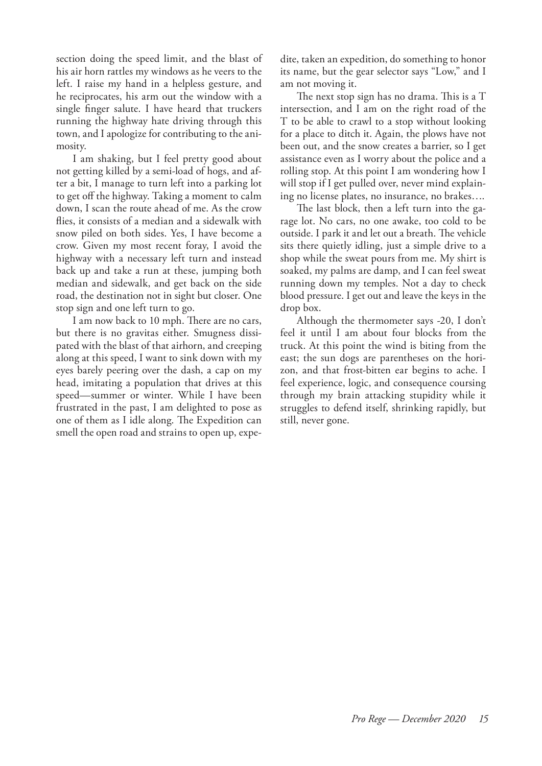section doing the speed limit, and the blast of his air horn rattles my windows as he veers to the left. I raise my hand in a helpless gesture, and he reciprocates, his arm out the window with a single finger salute. I have heard that truckers running the highway hate driving through this town, and I apologize for contributing to the animosity.

I am shaking, but I feel pretty good about not getting killed by a semi-load of hogs, and after a bit, I manage to turn left into a parking lot to get off the highway. Taking a moment to calm down, I scan the route ahead of me. As the crow flies, it consists of a median and a sidewalk with snow piled on both sides. Yes, I have become a crow. Given my most recent foray, I avoid the highway with a necessary left turn and instead back up and take a run at these, jumping both median and sidewalk, and get back on the side road, the destination not in sight but closer. One stop sign and one left turn to go.

I am now back to 10 mph. There are no cars, but there is no gravitas either. Smugness dissipated with the blast of that airhorn, and creeping along at this speed, I want to sink down with my eyes barely peering over the dash, a cap on my head, imitating a population that drives at this speed—summer or winter. While I have been frustrated in the past, I am delighted to pose as one of them as I idle along. The Expedition can smell the open road and strains to open up, expedite, taken an expedition, do something to honor its name, but the gear selector says "Low," and I am not moving it.

The next stop sign has no drama. This is a T intersection, and I am on the right road of the T to be able to crawl to a stop without looking for a place to ditch it. Again, the plows have not been out, and the snow creates a barrier, so I get assistance even as I worry about the police and a rolling stop. At this point I am wondering how I will stop if I get pulled over, never mind explaining no license plates, no insurance, no brakes….

The last block, then a left turn into the garage lot. No cars, no one awake, too cold to be outside. I park it and let out a breath. The vehicle sits there quietly idling, just a simple drive to a shop while the sweat pours from me. My shirt is soaked, my palms are damp, and I can feel sweat running down my temples. Not a day to check blood pressure. I get out and leave the keys in the drop box.

Although the thermometer says -20, I don't feel it until I am about four blocks from the truck. At this point the wind is biting from the east; the sun dogs are parentheses on the horizon, and that frost-bitten ear begins to ache. I feel experience, logic, and consequence coursing through my brain attacking stupidity while it struggles to defend itself, shrinking rapidly, but still, never gone.